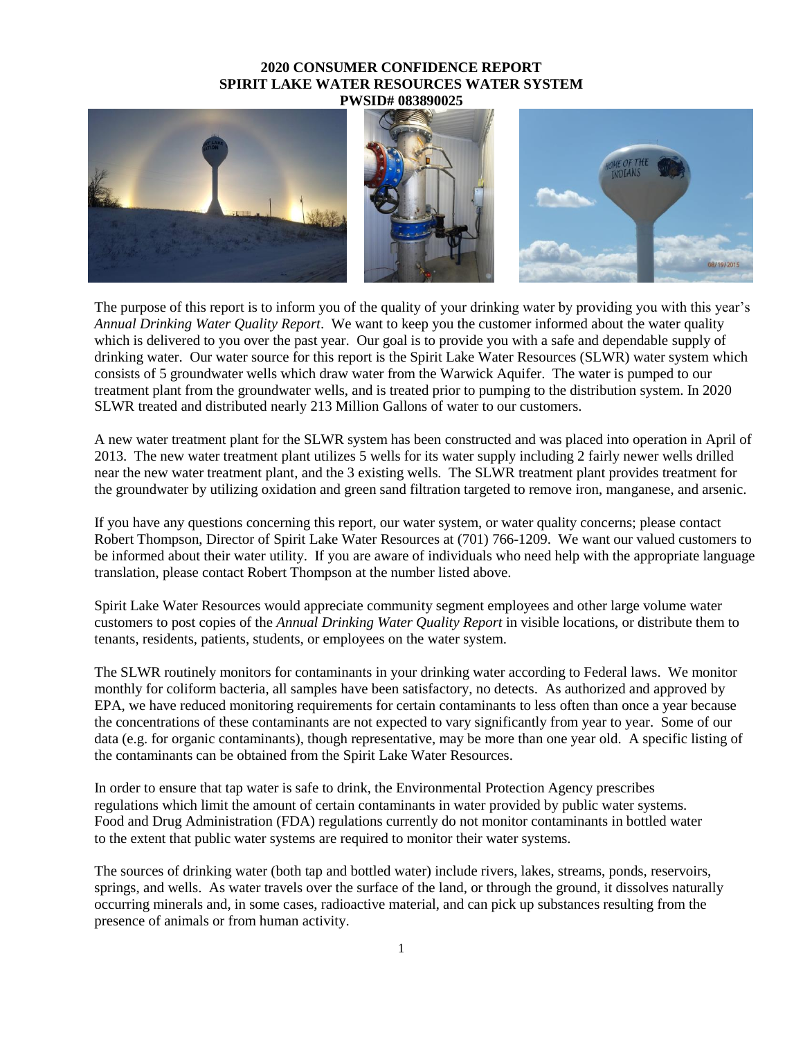# 2020 CONSUMER CONFIDENCE REPORT
# SPIRIT LAKE WATER RESOURCES WATER SYSTEM
# PWSID# 083890025

The purpose of this report is to inform you of the quality of your drinking water by providing you with this year's *Annual Drinking Water Quality Report*. We want to keep you the customer informed about the water quality which is delivered to you over the past year. Our goal is to provide you with a safe and dependable supply of drinking water. Our water source for this report is the Spirit Lake Water Resources (SLWR) water system which consists of 5 groundwater wells which draw water from the Warwick Aquifer. The water is pumped to our treatment plant from the groundwater wells, and is treated prior to pumping to the distribution system. In 2020 SLWR treated and distributed nearly 213 Million Gallons of water to our customers.

A new water treatment plant for the SLWR system has been constructed and was placed into operation in April of 2013. The new water treatment plant utilizes 5 wells for its water supply including 2 fairly newer wells drilled near the new water treatment plant, and the 3 existing wells. The SLWR treatment plant provides treatment for the groundwater by utilizing oxidation and green sand filtration targeted to remove iron, manganese, and arsenic.

If you have any questions concerning this report, our water system, or water quality concerns; please contact Robert Thompson, Director of Spirit Lake Water Resources at (701) 766-1209. We want our valued customers to be informed about their water utility. If you are aware of individuals who need help with the appropriate language translation, please contact Robert Thompson at the number listed above.

Spirit Lake Water Resources would appreciate community segment employees and other large volume water customers to post copies of the *Annual Drinking Water Quality Report* in visible locations, or distribute them to tenants, residents, patients, students, or employees on the water system.

The SLWR routinely monitors for contaminants in your drinking water according to Federal laws. We monitor monthly for coliform bacteria, all samples have been satisfactory, no detects. As authorized and approved by EPA, we have reduced monitoring requirements for certain contaminants to less often than once a year because the concentrations of these contaminants are not expected to vary significantly from year to year. Some of our data (e.g. for organic contaminants), though representative, may be more than one year old. A specific listing of the contaminants can be obtained from the Spirit Lake Water Resources.

In order to ensure that tap water is safe to drink, the Environmental Protection Agency prescribes regulations which limit the amount of certain contaminants in water provided by public water systems. Food and Drug Administration (FDA) regulations currently do not monitor contaminants in bottled water to the extent that public water systems are required to monitor their water systems.

The sources of drinking water (both tap and bottled water) include rivers, lakes, streams, ponds, reservoirs, springs, and wells. As water travels over the surface of the land, or through the ground, it dissolves naturally occurring minerals and, in some cases, radioactive material, and can pick up substances resulting from the presence of animals or from human activity.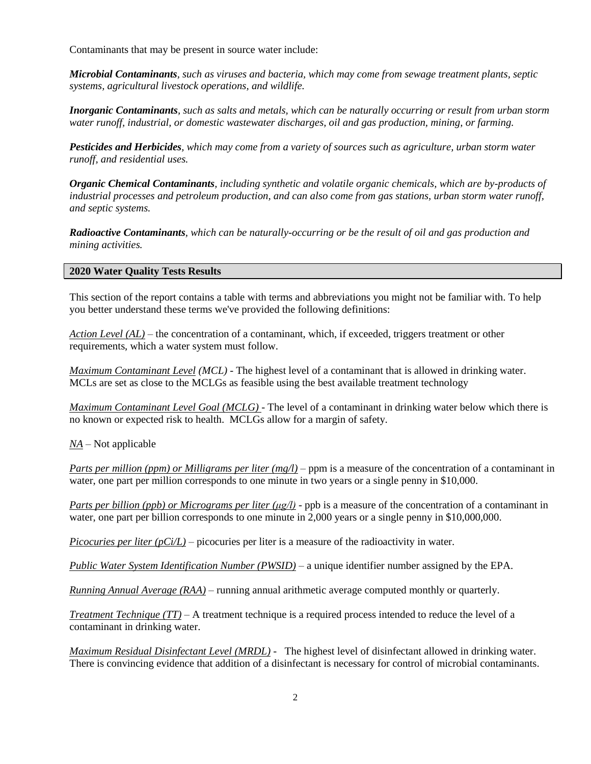Contaminants that may be present in source water include:

***Microbial Contaminants****, such as viruses and bacteria, which may come from sewage treatment plants, septic systems, agricultural livestock operations, and wildlife.*

***Inorganic Contaminants****, such as salts and metals, which can be naturally occurring or result from urban storm water runoff, industrial, or domestic wastewater discharges, oil and gas production, mining, or farming.*

***Pesticides and Herbicides****, which may come from a variety of sources such as agriculture, urban storm water runoff, and residential uses.*

***Organic Chemical Contaminants****, including synthetic and volatile organic chemicals, which are by-products of industrial processes and petroleum production, and can also come from gas stations, urban storm water runoff, and septic systems.*

***Radioactive Contaminants****, which can be naturally-occurring or be the result of oil and gas production and mining activities.*

## 2020 Water Quality Tests Results

This section of the report contains a table with terms and abbreviations you might not be familiar with. To help you better understand these terms we've provided the following definitions:

*Action Level (AL)* – the concentration of a contaminant, which, if exceeded, triggers treatment or other requirements, which a water system must follow.

*Maximum Contaminant Level (MCL)* - The highest level of a contaminant that is allowed in drinking water. MCLs are set as close to the MCLGs as feasible using the best available treatment technology

*Maximum Contaminant Level Goal (MCLG)* - The level of a contaminant in drinking water below which there is no known or expected risk to health. MCLGs allow for a margin of safety.

*NA* – Not applicable

*Parts per million (ppm) or Milligrams per liter (mg/l)* – ppm is a measure of the concentration of a contaminant in water, one part per million corresponds to one minute in two years or a single penny in $10,000.

*Parts per billion (ppb) or Micrograms per liter (μg/l)* - ppb is a measure of the concentration of a contaminant in water, one part per billion corresponds to one minute in 2,000 years or a single penny in $10,000,000.

*Picocuries per liter (pCi/L)* – picocuries per liter is a measure of the radioactivity in water.

*Public Water System Identification Number (PWSID)* – a unique identifier number assigned by the EPA.

*Running Annual Average (RAA)* – running annual arithmetic average computed monthly or quarterly.

*Treatment Technique (TT)* – A treatment technique is a required process intended to reduce the level of a contaminant in drinking water.

*Maximum Residual Disinfectant Level (MRDL)* - The highest level of disinfectant allowed in drinking water. There is convincing evidence that addition of a disinfectant is necessary for control of microbial contaminants.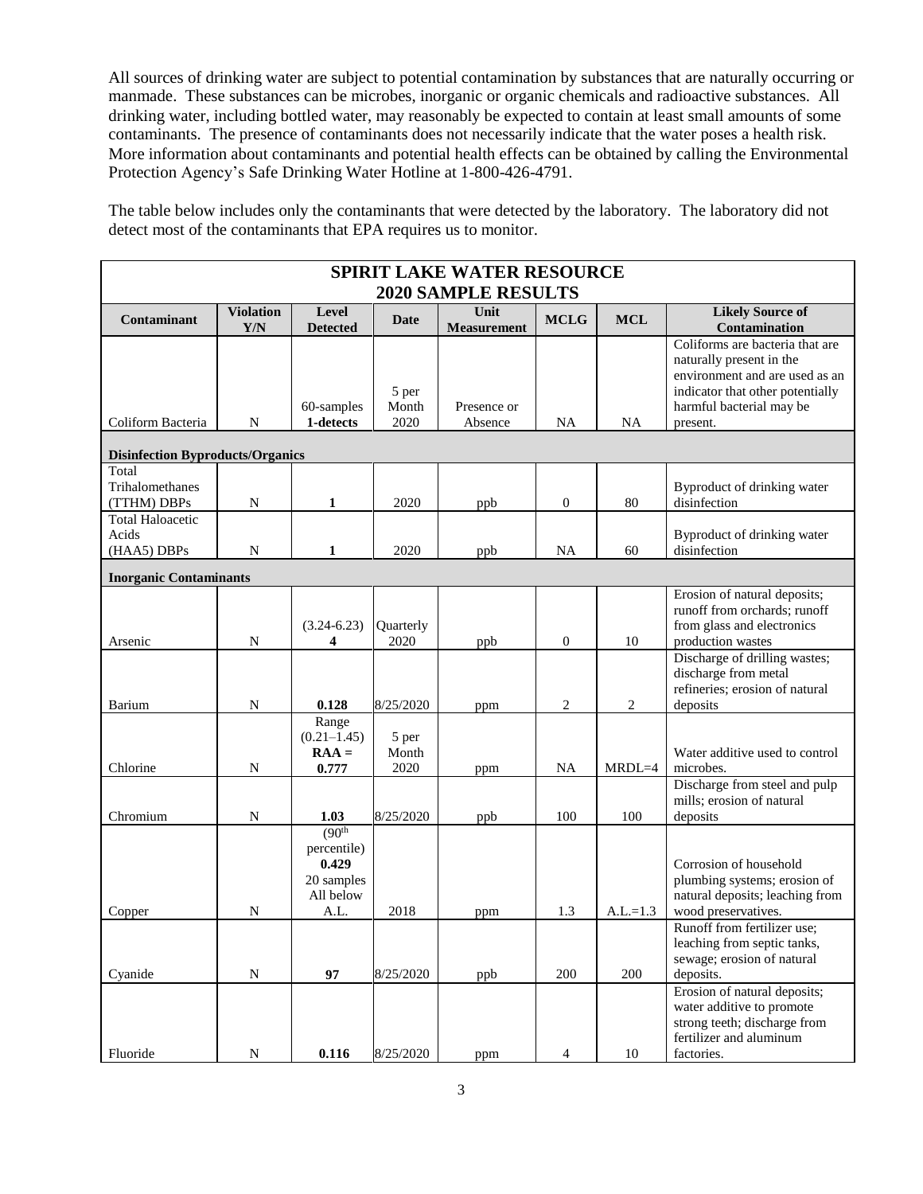All sources of drinking water are subject to potential contamination by substances that are naturally occurring or manmade. These substances can be microbes, inorganic or organic chemicals and radioactive substances. All drinking water, including bottled water, may reasonably be expected to contain at least small amounts of some contaminants. The presence of contaminants does not necessarily indicate that the water poses a health risk. More information about contaminants and potential health effects can be obtained by calling the Environmental Protection Agency's Safe Drinking Water Hotline at 1-800-426-4791.

The table below includes only the contaminants that were detected by the laboratory. The laboratory did not detect most of the contaminants that EPA requires us to monitor.

| **SPIRIT LAKE WATER RESOURCE 2020 SAMPLE RESULTS** | | | | | | | |
|---|---|---|---|---|---|---|---|
| **Contaminant** | **Violation Y/N** | **Level Detected** | **Date** | **Unit Measurement** | **MCLG** | **MCL** | **Likely Source of Contamination** |
| Coliform Bacteria | N | 60-samples **1-detects** | 5 per Month 2020 | Presence or Absence | NA | NA | Coliforms are bacteria that are naturally present in the environment and are used as an indicator that other potentially harmful bacterial may be present. |
| **Disinfection Byproducts/Organics** | | | | | | | |
| Total Trihalomethanes (TTHM) DBPs | N | **1** | 2020 | ppb | 0 | 80 | Byproduct of drinking water disinfection |
| Total Haloacetic Acids (HAA5) DBPs | N | **1** | 2020 | ppb | NA | 60 | Byproduct of drinking water disinfection |
| **Inorganic Contaminants** | | | | | | | |
| Arsenic | N | (3.24-6.23) **4** | Quarterly 2020 | ppb | 0 | 10 | Erosion of natural deposits; runoff from orchards; runoff from glass and electronics production wastes |
| Barium | N | **0.128** | 8/25/2020 | ppm | 2 | 2 | Discharge of drilling wastes; discharge from metal refineries; erosion of natural deposits |
| Chlorine | N | Range (0.21–1.45) **RAA = 0.777** | 5 per Month 2020 | ppm | NA | MRDL=4 | Water additive used to control microbes. |
| Chromium | N | **1.03** | 8/25/2020 | ppb | 100 | 100 | Discharge from steel and pulp mills; erosion of natural deposits |
| Copper | N | (90th percentile) **0.429** 20 samples All below A.L. | 2018 | ppm | 1.3 | A.L.=1.3 | Corrosion of household plumbing systems; erosion of natural deposits; leaching from wood preservatives. |
| Cyanide | N | **97** | 8/25/2020 | ppb | 200 | 200 | Runoff from fertilizer use; leaching from septic tanks, sewage; erosion of natural deposits. |
| Fluoride | N | **0.116** | 8/25/2020 | ppm | 4 | 10 | Erosion of natural deposits; water additive to promote strong teeth; discharge from fertilizer and aluminum factories. |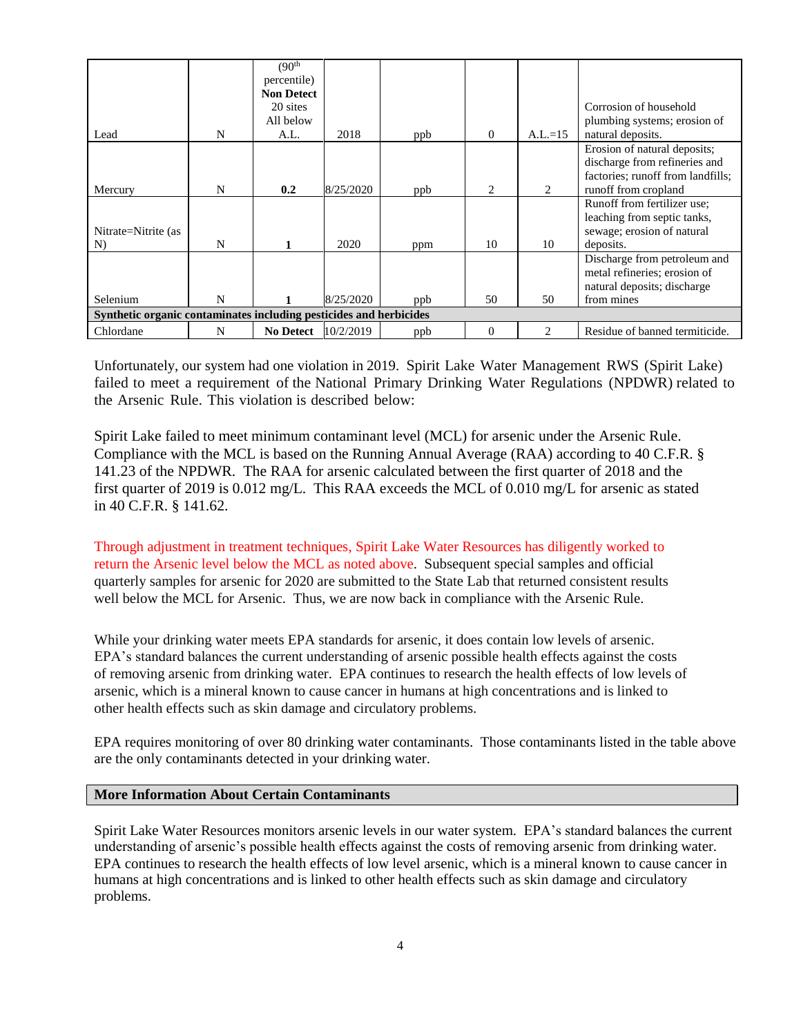| Lead | N | (90th percentile) **Non Detect** 20 sites All below A.L. | 2018 | ppb | 0 | A.L.=15 | Corrosion of household plumbing systems; erosion of natural deposits. |
|---|---|---|---|---|---|---|---|
| Mercury | N | **0.2** | 8/25/2020 | ppb | 2 | 2 | Erosion of natural deposits; discharge from refineries and factories; runoff from landfills; runoff from cropland |
| Nitrate=Nitrite (as N) | N | **1** | 2020 | ppm | 10 | 10 | Runoff from fertilizer use; leaching from septic tanks, sewage; erosion of natural deposits. |
| Selenium | N | **1** | 8/25/2020 | ppb | 50 | 50 | Discharge from petroleum and metal refineries; erosion of natural deposits; discharge from mines |
| **Synthetic organic contaminates including pesticides and herbicides** | | | | | | | |
| Chlordane | N | **No Detect** | 10/2/2019 | ppb | 0 | 2 | Residue of banned termiticide. |

Unfortunately, our system had one violation in 2019. Spirit Lake Water Management RWS (Spirit Lake) failed to meet a requirement of the National Primary Drinking Water Regulations (NPDWR) related to the Arsenic Rule. This violation is described below:

Spirit Lake failed to meet minimum contaminant level (MCL) for arsenic under the Arsenic Rule. Compliance with the MCL is based on the Running Annual Average (RAA) according to 40 C.F.R. § 141.23 of the NPDWR. The RAA for arsenic calculated between the first quarter of 2018 and the first quarter of 2019 is 0.012 mg/L. This RAA exceeds the MCL of 0.010 mg/L for arsenic as stated in 40 C.F.R. § 141.62.

Through adjustment in treatment techniques, Spirit Lake Water Resources has diligently worked to return the Arsenic level below the MCL as noted above. Subsequent special samples and official quarterly samples for arsenic for 2020 are submitted to the State Lab that returned consistent results well below the MCL for Arsenic. Thus, we are now back in compliance with the Arsenic Rule.

While your drinking water meets EPA standards for arsenic, it does contain low levels of arsenic. EPA's standard balances the current understanding of arsenic possible health effects against the costs of removing arsenic from drinking water. EPA continues to research the health effects of low levels of arsenic, which is a mineral known to cause cancer in humans at high concentrations and is linked to other health effects such as skin damage and circulatory problems.

EPA requires monitoring of over 80 drinking water contaminants. Those contaminants listed in the table above are the only contaminants detected in your drinking water.

## More Information About Certain Contaminants

Spirit Lake Water Resources monitors arsenic levels in our water system. EPA's standard balances the current understanding of arsenic's possible health effects against the costs of removing arsenic from drinking water. EPA continues to research the health effects of low level arsenic, which is a mineral known to cause cancer in humans at high concentrations and is linked to other health effects such as skin damage and circulatory problems.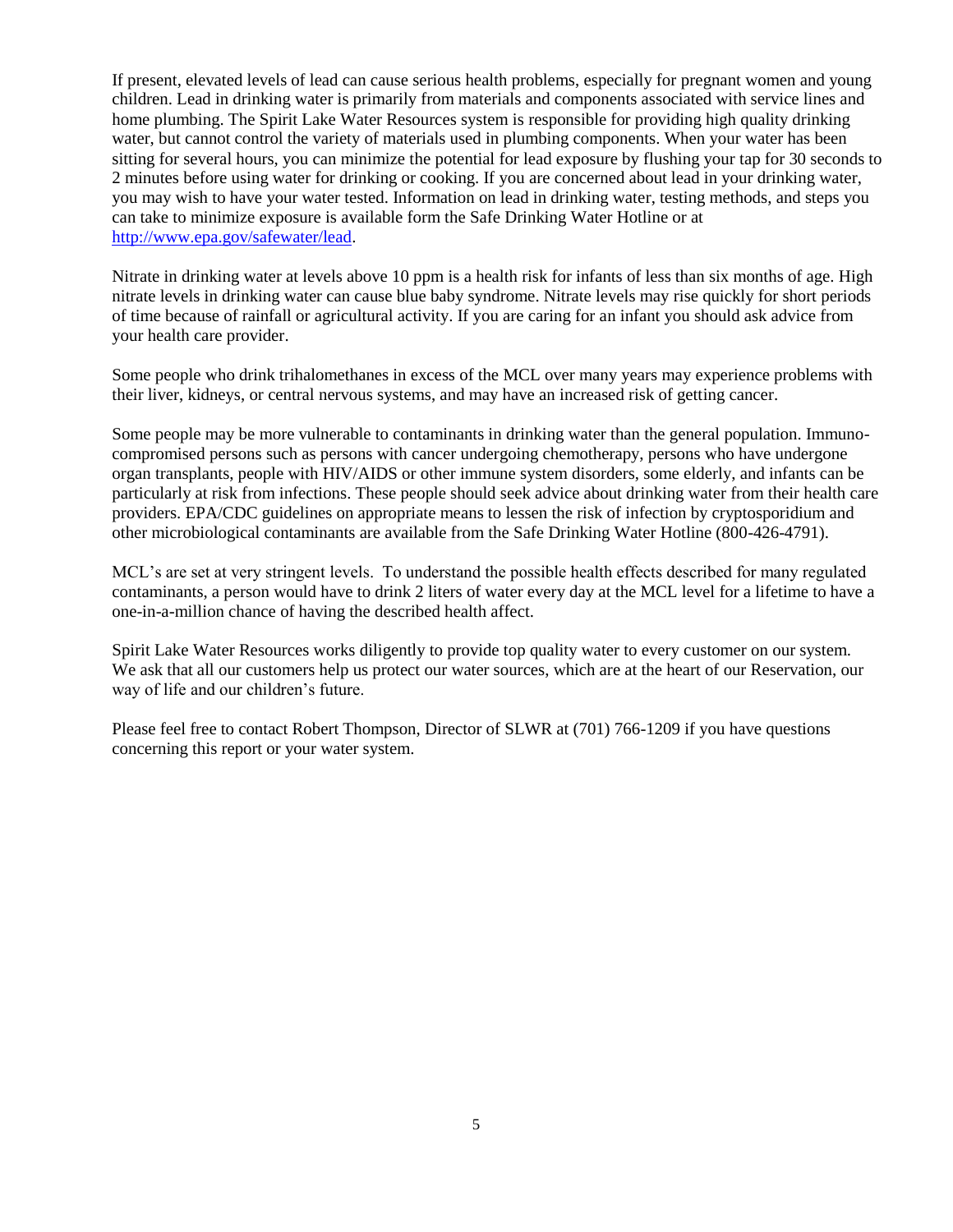If present, elevated levels of lead can cause serious health problems, especially for pregnant women and young children. Lead in drinking water is primarily from materials and components associated with service lines and home plumbing. The Spirit Lake Water Resources system is responsible for providing high quality drinking water, but cannot control the variety of materials used in plumbing components. When your water has been sitting for several hours, you can minimize the potential for lead exposure by flushing your tap for 30 seconds to 2 minutes before using water for drinking or cooking. If you are concerned about lead in your drinking water, you may wish to have your water tested. Information on lead in drinking water, testing methods, and steps you can take to minimize exposure is available form the Safe Drinking Water Hotline or at http://www.epa.gov/safewater/lead.

Nitrate in drinking water at levels above 10 ppm is a health risk for infants of less than six months of age. High nitrate levels in drinking water can cause blue baby syndrome. Nitrate levels may rise quickly for short periods of time because of rainfall or agricultural activity. If you are caring for an infant you should ask advice from your health care provider.

Some people who drink trihalomethanes in excess of the MCL over many years may experience problems with their liver, kidneys, or central nervous systems, and may have an increased risk of getting cancer.

Some people may be more vulnerable to contaminants in drinking water than the general population. Immuno-compromised persons such as persons with cancer undergoing chemotherapy, persons who have undergone organ transplants, people with HIV/AIDS or other immune system disorders, some elderly, and infants can be particularly at risk from infections. These people should seek advice about drinking water from their health care providers. EPA/CDC guidelines on appropriate means to lessen the risk of infection by cryptosporidium and other microbiological contaminants are available from the Safe Drinking Water Hotline (800-426-4791).

MCL's are set at very stringent levels. To understand the possible health effects described for many regulated contaminants, a person would have to drink 2 liters of water every day at the MCL level for a lifetime to have a one-in-a-million chance of having the described health affect.

Spirit Lake Water Resources works diligently to provide top quality water to every customer on our system. We ask that all our customers help us protect our water sources, which are at the heart of our Reservation, our way of life and our children's future.

Please feel free to contact Robert Thompson, Director of SLWR at (701) 766-1209 if you have questions concerning this report or your water system.